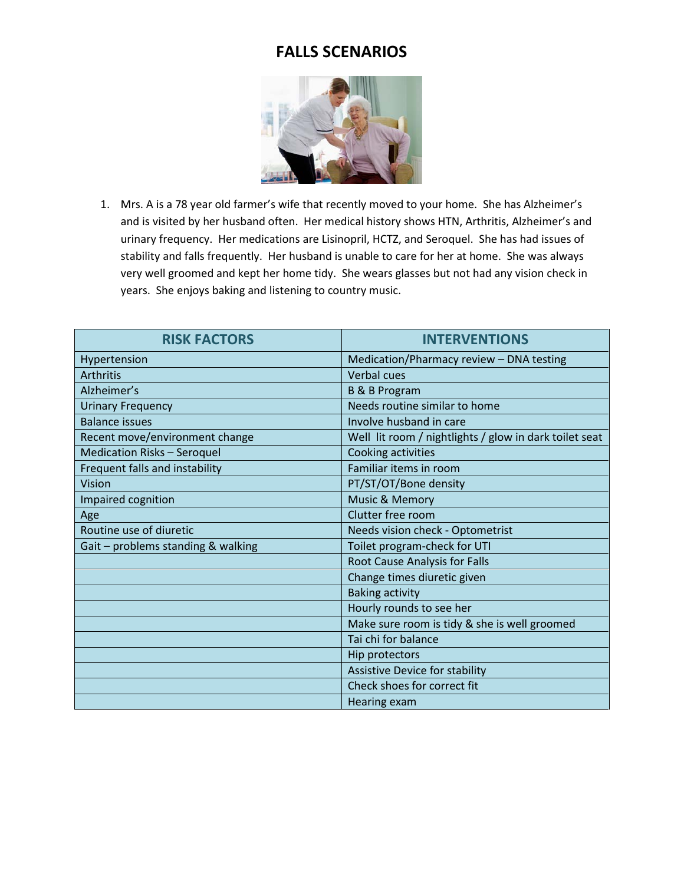# FALLS SCENARIOS

1. Mrs. A is a 78 year old farmer's wife that recently moved to your home. She has Alzheimer's and is visited by her husband often. Her medical history shows HTN, Arthritis, Alzheimer's and urinary frequency. Her medications are Lisinopril, HCTZ, and Seroquel. She has had issues of stability and falls frequently. Her husband is unable to care for her at home. She was always very well groomed and kept her home tidy. She wears glasses but not had any vision check in years. She enjoys baking and listening to country music.

| RISK FACTORS | INTERVENTIONS |
|---|---|
| Hypertension | Medication/Pharmacy review – DNA testing |
| Arthritis | Verbal cues |
| Alzheimer's | B & B Program |
| Urinary Frequency | Needs routine similar to home |
| Balance issues | Involve husband in care |
| Recent move/environment change | Well lit room / nightlights / glow in dark toilet seat |
| Medication Risks – Seroquel | Cooking activities |
| Frequent falls and instability | Familiar items in room |
| Vision | PT/ST/OT/Bone density |
| Impaired cognition | Music & Memory |
| Age | Clutter free room |
| Routine use of diuretic | Needs vision check - Optometrist |
| Gait – problems standing & walking | Toilet program-check for UTI |
| | Root Cause Analysis for Falls |
| | Change times diuretic given |
| | Baking activity |
| | Hourly rounds to see her |
| | Make sure room is tidy & she is well groomed |
| | Tai chi for balance |
| | Hip protectors |
| | Assistive Device for stability |
| | Check shoes for correct fit |
| | Hearing exam |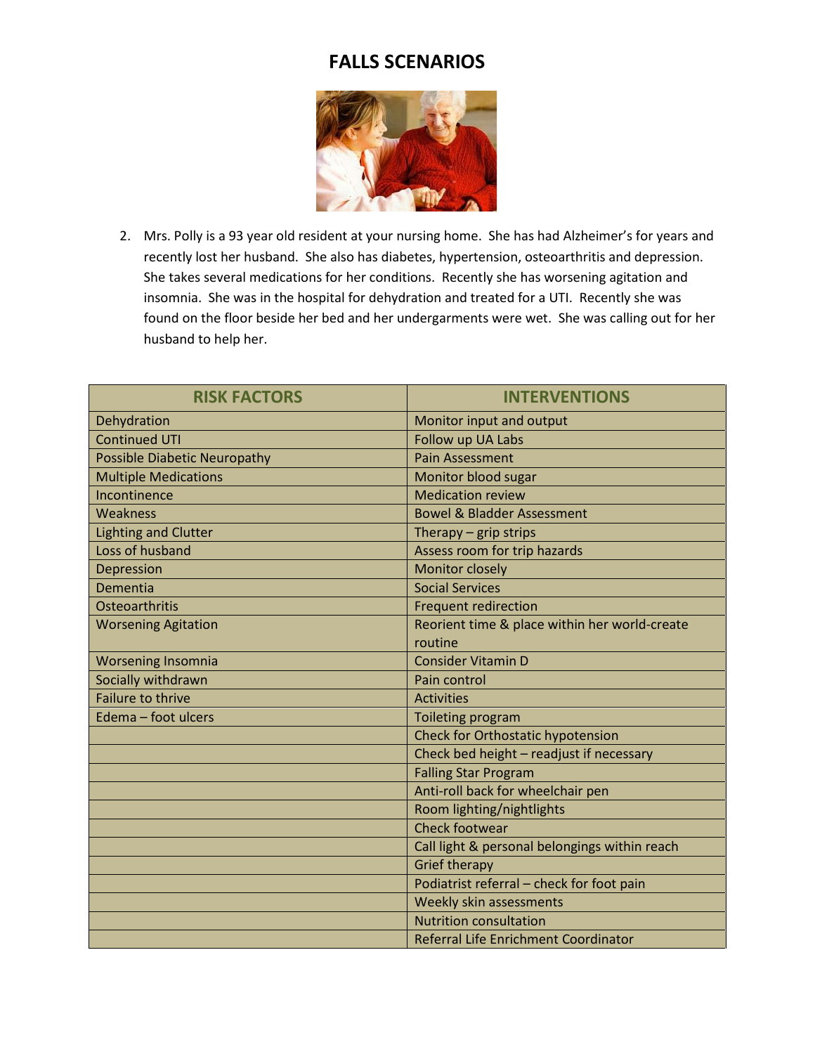# FALLS SCENARIOS

2. Mrs. Polly is a 93 year old resident at your nursing home. She has had Alzheimer's for years and recently lost her husband. She also has diabetes, hypertension, osteoarthritis and depression. She takes several medications for her conditions. Recently she has worsening agitation and insomnia. She was in the hospital for dehydration and treated for a UTI. Recently she was found on the floor beside her bed and her undergarments were wet. She was calling out for her husband to help her.

| RISK FACTORS | INTERVENTIONS |
|---|---|
| Dehydration | Monitor input and output |
| Continued UTI | Follow up UA Labs |
| Possible Diabetic Neuropathy | Pain Assessment |
| Multiple Medications | Monitor blood sugar |
| Incontinence | Medication review |
| Weakness | Bowel & Bladder Assessment |
| Lighting and Clutter | Therapy – grip strips |
| Loss of husband | Assess room for trip hazards |
| Depression | Monitor closely |
| Dementia | Social Services |
| Osteoarthritis | Frequent redirection |
| Worsening Agitation | Reorient time & place within her world-create routine |
| Worsening Insomnia | Consider Vitamin D |
| Socially withdrawn | Pain control |
| Failure to thrive | Activities |
| Edema – foot ulcers | Toileting program |
| | Check for Orthostatic hypotension |
| | Check bed height – readjust if necessary |
| | Falling Star Program |
| | Anti-roll back for wheelchair pen |
| | Room lighting/nightlights |
| | Check footwear |
| | Call light & personal belongings within reach |
| | Grief therapy |
| | Podiatrist referral – check for foot pain |
| | Weekly skin assessments |
| | Nutrition consultation |
| | Referral Life Enrichment Coordinator |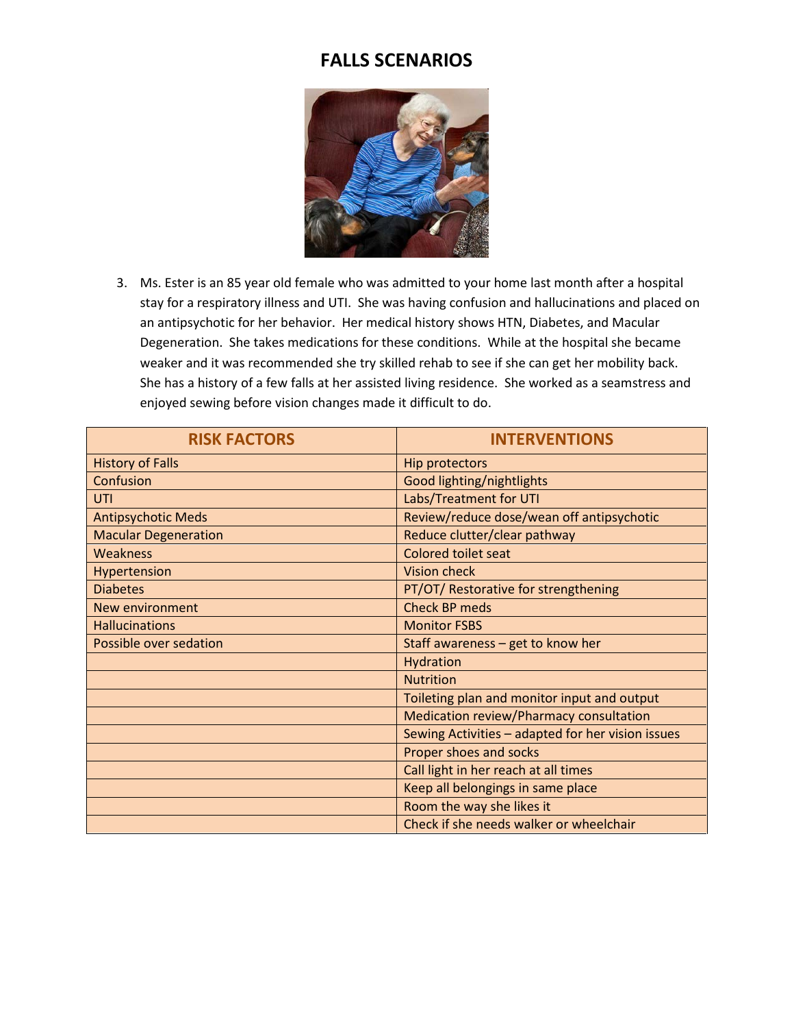# FALLS SCENARIOS

3. Ms. Ester is an 85 year old female who was admitted to your home last month after a hospital stay for a respiratory illness and UTI. She was having confusion and hallucinations and placed on an antipsychotic for her behavior. Her medical history shows HTN, Diabetes, and Macular Degeneration. She takes medications for these conditions. While at the hospital she became weaker and it was recommended she try skilled rehab to see if she can get her mobility back. She has a history of a few falls at her assisted living residence. She worked as a seamstress and enjoyed sewing before vision changes made it difficult to do.

| RISK FACTORS | INTERVENTIONS |
| --- | --- |
| History of Falls | Hip protectors |
| Confusion | Good lighting/nightlights |
| UTI | Labs/Treatment for UTI |
| Antipsychotic Meds | Review/reduce dose/wean off antipsychotic |
| Macular Degeneration | Reduce clutter/clear pathway |
| Weakness | Colored toilet seat |
| Hypertension | Vision check |
| Diabetes | PT/OT/ Restorative for strengthening |
| New environment | Check BP meds |
| Hallucinations | Monitor FSBS |
| Possible over sedation | Staff awareness – get to know her |
| | Hydration |
| | Nutrition |
| | Toileting plan and monitor input and output |
| | Medication review/Pharmacy consultation |
| | Sewing Activities – adapted for her vision issues |
| | Proper shoes and socks |
| | Call light in her reach at all times |
| | Keep all belongings in same place |
| | Room the way she likes it |
| | Check if she needs walker or wheelchair |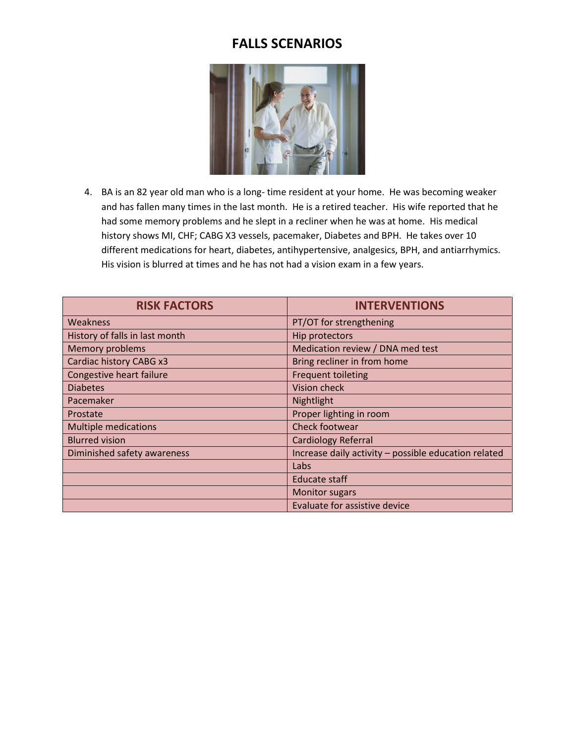# FALLS SCENARIOS

4. BA is an 82 year old man who is a long- time resident at your home. He was becoming weaker and has fallen many times in the last month. He is a retired teacher. His wife reported that he had some memory problems and he slept in a recliner when he was at home. His medical history shows MI, CHF; CABG X3 vessels, pacemaker, Diabetes and BPH. He takes over 10 different medications for heart, diabetes, antihypertensive, analgesics, BPH, and antiarrhymics. His vision is blurred at times and he has not had a vision exam in a few years.

| RISK FACTORS | INTERVENTIONS |
|---|---|
| Weakness | PT/OT for strengthening |
| History of falls in last month | Hip protectors |
| Memory problems | Medication review / DNA med test |
| Cardiac history CABG x3 | Bring recliner in from home |
| Congestive heart failure | Frequent toileting |
| Diabetes | Vision check |
| Pacemaker | Nightlight |
| Prostate | Proper lighting in room |
| Multiple medications | Check footwear |
| Blurred vision | Cardiology Referral |
| Diminished safety awareness | Increase daily activity – possible education related |
| | Labs |
| | Educate staff |
| | Monitor sugars |
| | Evaluate for assistive device |